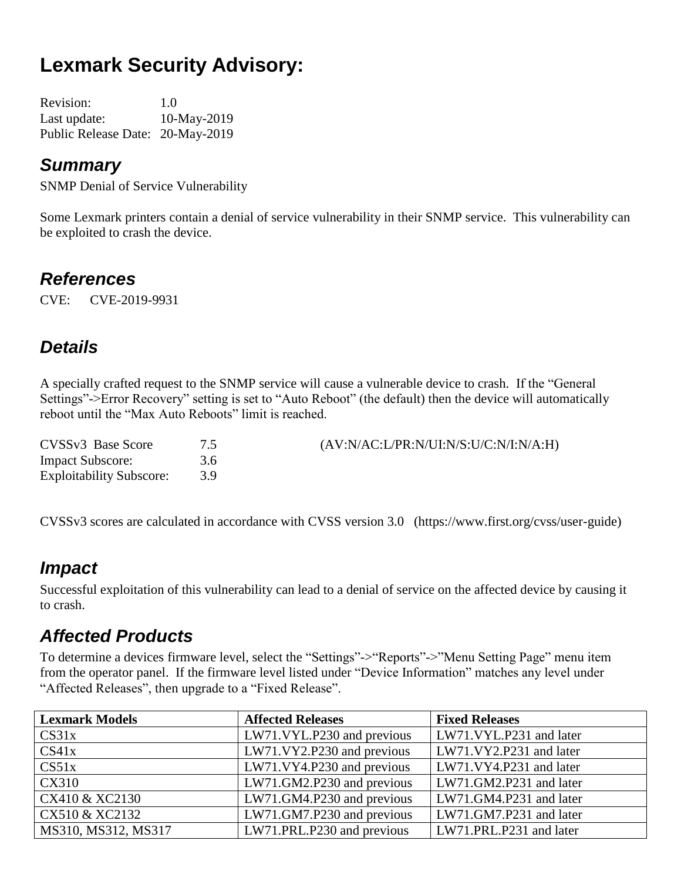# Lexmark Security Advisory:

Revision: 1.0
Last update: 10-May-2019
Public Release Date: 20-May-2019

## *Summary*

SNMP Denial of Service Vulnerability

Some Lexmark printers contain a denial of service vulnerability in their SNMP service. This vulnerability can be exploited to crash the device.

## *References*

CVE: CVE-2019-9931

## *Details*

A specially crafted request to the SNMP service will cause a vulnerable device to crash. If the "General Settings"->Error Recovery" setting is set to "Auto Reboot" (the default) then the device will automatically reboot until the "Max Auto Reboots" limit is reached.

CVSSv3 Base Score 7.5 (AV:N/AC:L/PR:N/UI:N/S:U/C:N/I:N/A:H)
Impact Subscore: 3.6
Exploitability Subscore: 3.9

CVSSv3 scores are calculated in accordance with CVSS version 3.0 (https://www.first.org/cvss/user-guide)

## *Impact*

Successful exploitation of this vulnerability can lead to a denial of service on the affected device by causing it to crash.

## *Affected Products*

To determine a devices firmware level, select the "Settings"->"Reports"->"Menu Setting Page" menu item from the operator panel. If the firmware level listed under "Device Information" matches any level under "Affected Releases", then upgrade to a "Fixed Release".

| Lexmark Models | Affected Releases | Fixed Releases |
|---|---|---|
| CS31x | LW71.VYL.P230 and previous | LW71.VYL.P231 and later |
| CS41x | LW71.VY2.P230 and previous | LW71.VY2.P231 and later |
| CS51x | LW71.VY4.P230 and previous | LW71.VY4.P231 and later |
| CX310 | LW71.GM2.P230 and previous | LW71.GM2.P231 and later |
| CX410 & XC2130 | LW71.GM4.P230 and previous | LW71.GM4.P231 and later |
| CX510 & XC2132 | LW71.GM7.P230 and previous | LW71.GM7.P231 and later |
| MS310, MS312, MS317 | LW71.PRL.P230 and previous | LW71.PRL.P231 and later |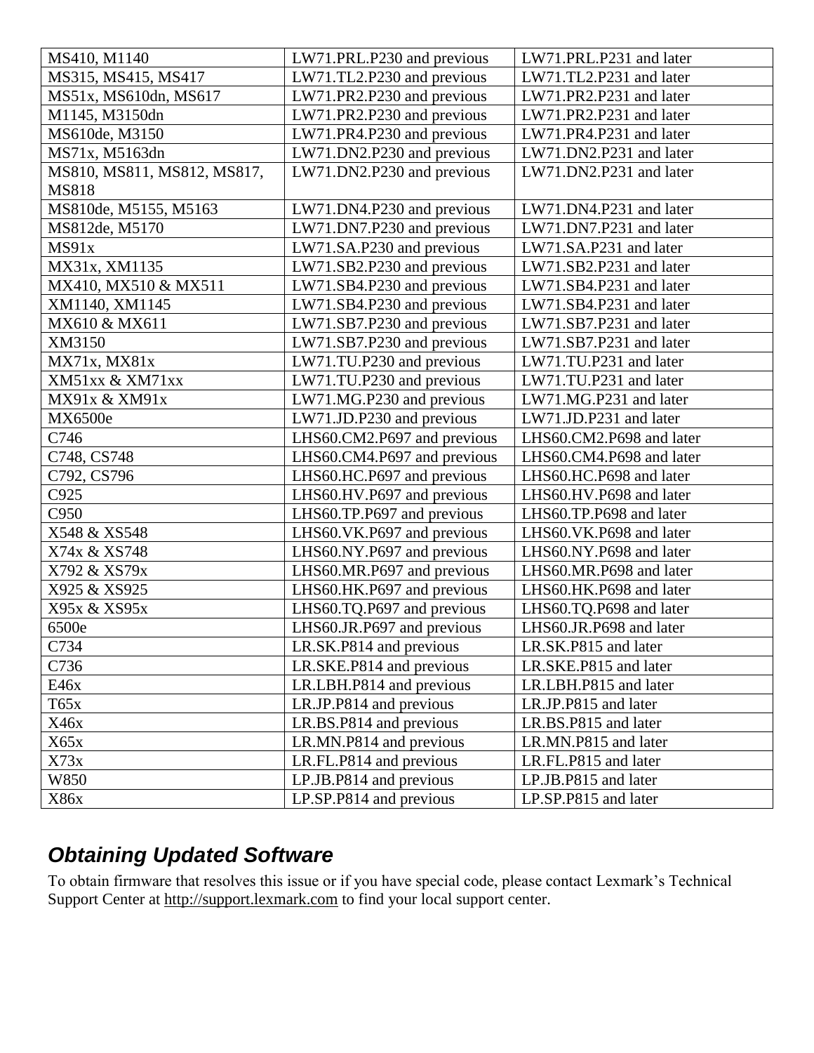| MS410, M1140 | LW71.PRL.P230 and previous | LW71.PRL.P231 and later |
|---|---|---|
| MS315, MS415, MS417 | LW71.TL2.P230 and previous | LW71.TL2.P231 and later |
| MS51x, MS610dn, MS617 | LW71.PR2.P230 and previous | LW71.PR2.P231 and later |
| M1145, M3150dn | LW71.PR2.P230 and previous | LW71.PR2.P231 and later |
| MS610de, M3150 | LW71.PR4.P230 and previous | LW71.PR4.P231 and later |
| MS71x, M5163dn | LW71.DN2.P230 and previous | LW71.DN2.P231 and later |
| MS810, MS811, MS812, MS817, MS818 | LW71.DN2.P230 and previous | LW71.DN2.P231 and later |
| MS810de, M5155, M5163 | LW71.DN4.P230 and previous | LW71.DN4.P231 and later |
| MS812de, M5170 | LW71.DN7.P230 and previous | LW71.DN7.P231 and later |
| MS91x | LW71.SA.P230 and previous | LW71.SA.P231 and later |
| MX31x, XM1135 | LW71.SB2.P230 and previous | LW71.SB2.P231 and later |
| MX410, MX510 & MX511 | LW71.SB4.P230 and previous | LW71.SB4.P231 and later |
| XM1140, XM1145 | LW71.SB4.P230 and previous | LW71.SB4.P231 and later |
| MX610 & MX611 | LW71.SB7.P230 and previous | LW71.SB7.P231 and later |
| XM3150 | LW71.SB7.P230 and previous | LW71.SB7.P231 and later |
| MX71x, MX81x | LW71.TU.P230 and previous | LW71.TU.P231 and later |
| XM51xx & XM71xx | LW71.TU.P230 and previous | LW71.TU.P231 and later |
| MX91x & XM91x | LW71.MG.P230 and previous | LW71.MG.P231 and later |
| MX6500e | LW71.JD.P230 and previous | LW71.JD.P231 and later |
| C746 | LHS60.CM2.P697 and previous | LHS60.CM2.P698 and later |
| C748, CS748 | LHS60.CM4.P697 and previous | LHS60.CM4.P698 and later |
| C792, CS796 | LHS60.HC.P697 and previous | LHS60.HC.P698 and later |
| C925 | LHS60.HV.P697 and previous | LHS60.HV.P698 and later |
| C950 | LHS60.TP.P697 and previous | LHS60.TP.P698 and later |
| X548 & XS548 | LHS60.VK.P697 and previous | LHS60.VK.P698 and later |
| X74x & XS748 | LHS60.NY.P697 and previous | LHS60.NY.P698 and later |
| X792 & XS79x | LHS60.MR.P697 and previous | LHS60.MR.P698 and later |
| X925 & XS925 | LHS60.HK.P697 and previous | LHS60.HK.P698 and later |
| X95x & XS95x | LHS60.TQ.P697 and previous | LHS60.TQ.P698 and later |
| 6500e | LHS60.JR.P697 and previous | LHS60.JR.P698 and later |
| C734 | LR.SK.P814 and previous | LR.SK.P815 and later |
| C736 | LR.SKE.P814 and previous | LR.SKE.P815 and later |
| E46x | LR.LBH.P814 and previous | LR.LBH.P815 and later |
| T65x | LR.JP.P814 and previous | LR.JP.P815 and later |
| X46x | LR.BS.P814 and previous | LR.BS.P815 and later |
| X65x | LR.MN.P814 and previous | LR.MN.P815 and later |
| X73x | LR.FL.P814 and previous | LR.FL.P815 and later |
| W850 | LP.JB.P814 and previous | LP.JB.P815 and later |
| X86x | LP.SP.P814 and previous | LP.SP.P815 and later |

## *Obtaining Updated Software*

To obtain firmware that resolves this issue or if you have special code, please contact Lexmark's Technical Support Center at http://support.lexmark.com to find your local support center.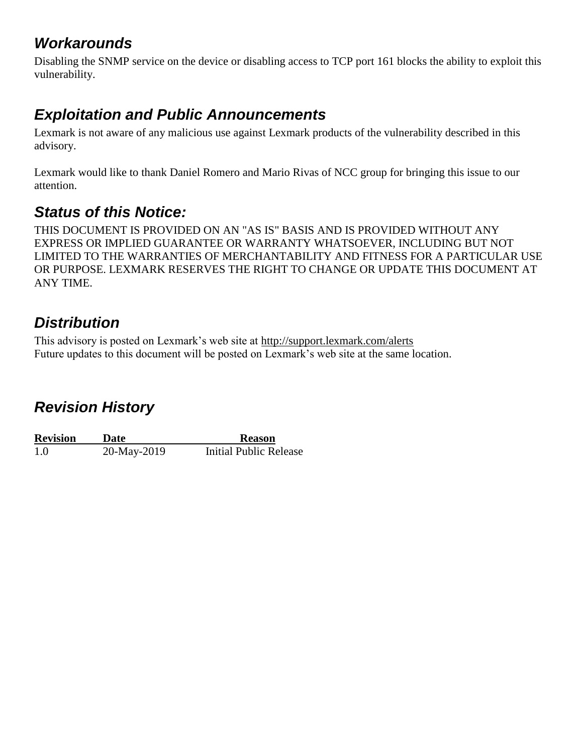## *Workarounds*

Disabling the SNMP service on the device or disabling access to TCP port 161 blocks the ability to exploit this vulnerability.

## *Exploitation and Public Announcements*

Lexmark is not aware of any malicious use against Lexmark products of the vulnerability described in this advisory.

Lexmark would like to thank Daniel Romero and Mario Rivas of NCC group for bringing this issue to our attention.

## *Status of this Notice:*

THIS DOCUMENT IS PROVIDED ON AN "AS IS" BASIS AND IS PROVIDED WITHOUT ANY EXPRESS OR IMPLIED GUARANTEE OR WARRANTY WHATSOEVER, INCLUDING BUT NOT LIMITED TO THE WARRANTIES OF MERCHANTABILITY AND FITNESS FOR A PARTICULAR USE OR PURPOSE. LEXMARK RESERVES THE RIGHT TO CHANGE OR UPDATE THIS DOCUMENT AT ANY TIME.

## *Distribution*

This advisory is posted on Lexmark's web site at http://support.lexmark.com/alerts
Future updates to this document will be posted on Lexmark's web site at the same location.

## *Revision History*

| **Revision** | **Date** | **Reason** |
| --- | --- | --- |
| 1.0 | 20-May-2019 | Initial Public Release |